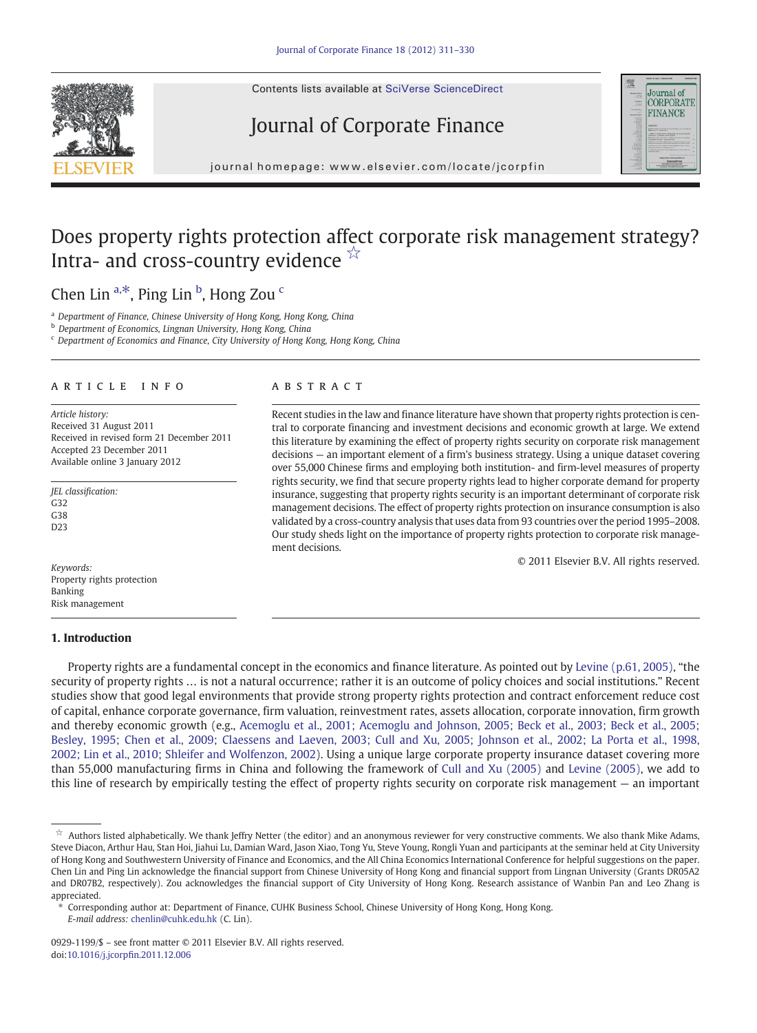# Does property rights protection affect corporate risk management strategy? Intra- and cross-country evidence ☆

Chen Lin [a,*], Ping Lin [b], Hong Zou [c]

[a] Department of Finance, Chinese University of Hong Kong, Hong Kong, China
[b] Department of Economics, Lingnan University, Hong Kong, China
[c] Department of Economics and Finance, City University of Hong Kong, Hong Kong, China

## ARTICLE INFO

*Article history:*
Received 31 August 2011
Received in revised form 21 December 2011
Accepted 23 December 2011
Available online 3 January 2012

*JEL classification:*
G32
G38
D23

*Keywords:*
Property rights protection
Banking
Risk management

## ABSTRACT

Recent studies in the law and finance literature have shown that property rights protection is central to corporate financing and investment decisions and economic growth at large. We extend this literature by examining the effect of property rights security on corporate risk management decisions — an important element of a firm's business strategy. Using a unique dataset covering over 55,000 Chinese firms and employing both institution- and firm-level measures of property rights security, we find that secure property rights lead to higher corporate demand for property insurance, suggesting that property rights security is an important determinant of corporate risk management decisions. The effect of property rights protection on insurance consumption is also validated by a cross-country analysis that uses data from 93 countries over the period 1995–2008. Our study sheds light on the importance of property rights protection to corporate risk management decisions.

© 2011 Elsevier B.V. All rights reserved.

## 1. Introduction

Property rights are a fundamental concept in the economics and finance literature. As pointed out by Levine (p.61, 2005), "the security of property rights … is not a natural occurrence; rather it is an outcome of policy choices and social institutions." Recent studies show that good legal environments that provide strong property rights protection and contract enforcement reduce cost of capital, enhance corporate governance, firm valuation, reinvestment rates, assets allocation, corporate innovation, firm growth and thereby economic growth (e.g., Acemoglu et al., 2001; Acemoglu and Johnson, 2005; Beck et al., 2003; Beck et al., 2005; Besley, 1995; Chen et al., 2009; Claessens and Laeven, 2003; Cull and Xu, 2005; Johnson et al., 2002; La Porta et al., 1998, 2002; Lin et al., 2010; Shleifer and Wolfenzon, 2002). Using a unique large corporate property insurance dataset covering more than 55,000 manufacturing firms in China and following the framework of Cull and Xu (2005) and Levine (2005), we add to this line of research by empirically testing the effect of property rights security on corporate risk management — an important

---

☆ Authors listed alphabetically. We thank Jeffry Netter (the editor) and an anonymous reviewer for very constructive comments. We also thank Mike Adams, Steve Diacon, Arthur Hau, Stan Hoi, Jiahui Lu, Damian Ward, Jason Xiao, Tong Yu, Steve Young, Rongli Yuan and participants at the seminar held at City University of Hong Kong and Southwestern University of Finance and Economics, and the All China Economics International Conference for helpful suggestions on the paper. Chen Lin and Ping Lin acknowledge the financial support from Chinese University of Hong Kong and financial support from Lingnan University (Grants DR05A2 and DR07B2, respectively). Zou acknowledges the financial support of City University of Hong Kong. Research assistance of Wanbin Pan and Leo Zhang is appreciated.

\* Corresponding author at: Department of Finance, CUHK Business School, Chinese University of Hong Kong, Hong Kong.
*E-mail address:* chenlin@cuhk.edu.hk (C. Lin).

0929-1199/$ – see front matter © 2011 Elsevier B.V. All rights reserved.
doi:10.1016/j.jcorpfin.2011.12.006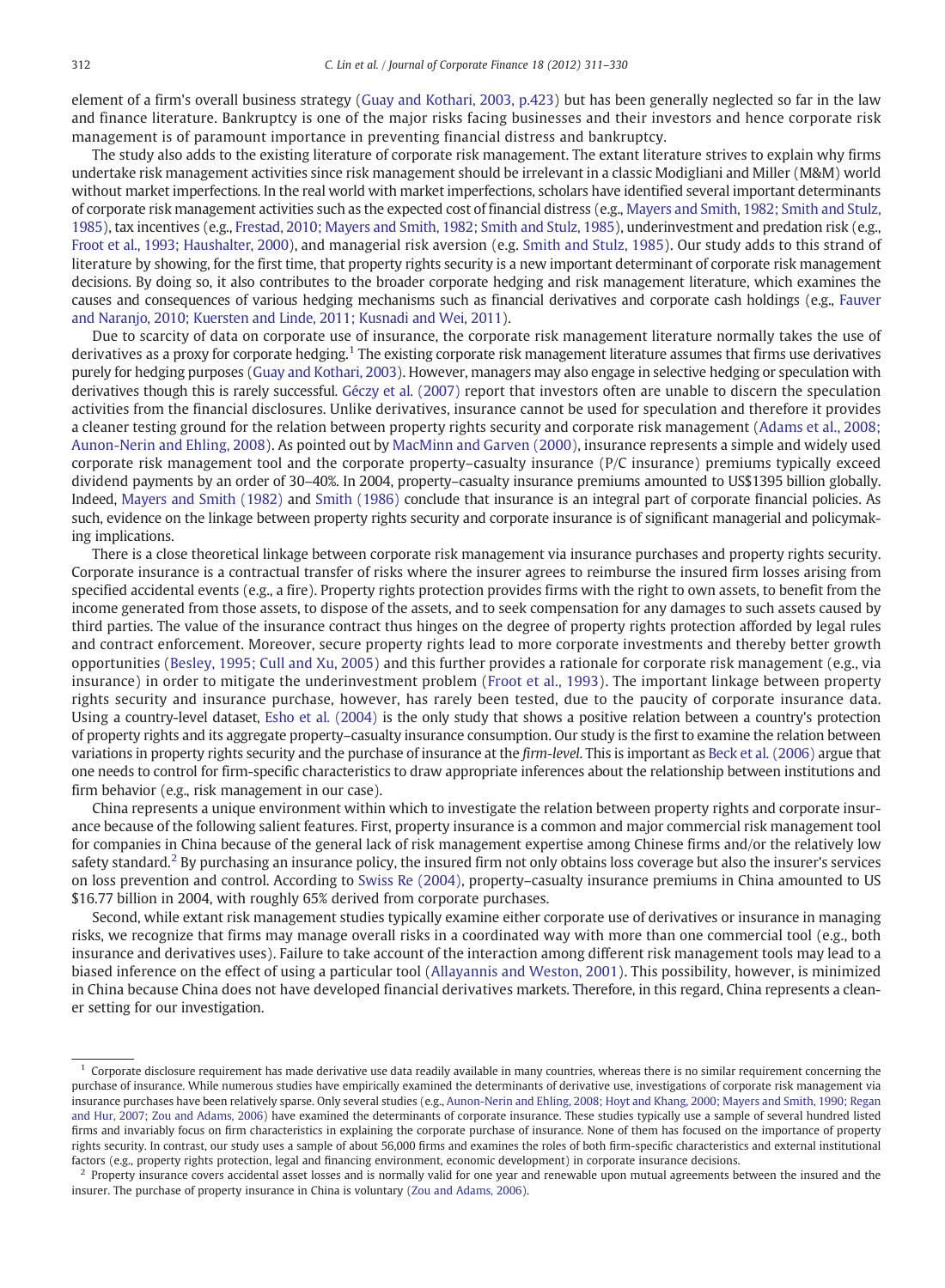element of a firm's overall business strategy (Guay and Kothari, 2003, p.423) but has been generally neglected so far in the law and finance literature. Bankruptcy is one of the major risks facing businesses and their investors and hence corporate risk management is of paramount importance in preventing financial distress and bankruptcy.

The study also adds to the existing literature of corporate risk management. The extant literature strives to explain why firms undertake risk management activities since risk management should be irrelevant in a classic Modigliani and Miller (M&M) world without market imperfections. In the real world with market imperfections, scholars have identified several important determinants of corporate risk management activities such as the expected cost of financial distress (e.g., Mayers and Smith, 1982; Smith and Stulz, 1985), tax incentives (e.g., Frestad, 2010; Mayers and Smith, 1982; Smith and Stulz, 1985), underinvestment and predation risk (e.g., Froot et al., 1993; Haushalter, 2000), and managerial risk aversion (e.g. Smith and Stulz, 1985). Our study adds to this strand of literature by showing, for the first time, that property rights security is a new important determinant of corporate risk management decisions. By doing so, it also contributes to the broader corporate hedging and risk management literature, which examines the causes and consequences of various hedging mechanisms such as financial derivatives and corporate cash holdings (e.g., Fauver and Naranjo, 2010; Kuersten and Linde, 2011; Kusnadi and Wei, 2011).

Due to scarcity of data on corporate use of insurance, the corporate risk management literature normally takes the use of derivatives as a proxy for corporate hedging.[1] The existing corporate risk management literature assumes that firms use derivatives purely for hedging purposes (Guay and Kothari, 2003). However, managers may also engage in selective hedging or speculation with derivatives though this is rarely successful. Géczy et al. (2007) report that investors often are unable to discern the speculation activities from the financial disclosures. Unlike derivatives, insurance cannot be used for speculation and therefore it provides a cleaner testing ground for the relation between property rights security and corporate risk management (Adams et al., 2008; Aunon-Nerin and Ehling, 2008). As pointed out by MacMinn and Garven (2000), insurance represents a simple and widely used corporate risk management tool and the corporate property–casualty insurance (P/C insurance) premiums typically exceed dividend payments by an order of 30–40%. In 2004, property–casualty insurance premiums amounted to US$1395 billion globally. Indeed, Mayers and Smith (1982) and Smith (1986) conclude that insurance is an integral part of corporate financial policies. As such, evidence on the linkage between property rights security and corporate insurance is of significant managerial and policymaking implications.

There is a close theoretical linkage between corporate risk management via insurance purchases and property rights security. Corporate insurance is a contractual transfer of risks where the insurer agrees to reimburse the insured firm losses arising from specified accidental events (e.g., a fire). Property rights protection provides firms with the right to own assets, to benefit from the income generated from those assets, to dispose of the assets, and to seek compensation for any damages to such assets caused by third parties. The value of the insurance contract thus hinges on the degree of property rights protection afforded by legal rules and contract enforcement. Moreover, secure property rights lead to more corporate investments and thereby better growth opportunities (Besley, 1995; Cull and Xu, 2005) and this further provides a rationale for corporate risk management (e.g., via insurance) in order to mitigate the underinvestment problem (Froot et al., 1993). The important linkage between property rights security and insurance purchase, however, has rarely been tested, due to the paucity of corporate insurance data. Using a country-level dataset, Esho et al. (2004) is the only study that shows a positive relation between a country's protection of property rights and its aggregate property–casualty insurance consumption. Our study is the first to examine the relation between variations in property rights security and the purchase of insurance at the *firm-level*. This is important as Beck et al. (2006) argue that one needs to control for firm-specific characteristics to draw appropriate inferences about the relationship between institutions and firm behavior (e.g., risk management in our case).

China represents a unique environment within which to investigate the relation between property rights and corporate insurance because of the following salient features. First, property insurance is a common and major commercial risk management tool for companies in China because of the general lack of risk management expertise among Chinese firms and/or the relatively low safety standard.[2] By purchasing an insurance policy, the insured firm not only obtains loss coverage but also the insurer's services on loss prevention and control. According to Swiss Re (2004), property–casualty insurance premiums in China amounted to US $16.77 billion in 2004, with roughly 65% derived from corporate purchases.

Second, while extant risk management studies typically examine either corporate use of derivatives or insurance in managing risks, we recognize that firms may manage overall risks in a coordinated way with more than one commercial tool (e.g., both insurance and derivatives uses). Failure to take account of the interaction among different risk management tools may lead to a biased inference on the effect of using a particular tool (Allayannis and Weston, 2001). This possibility, however, is minimized in China because China does not have developed financial derivatives markets. Therefore, in this regard, China represents a cleaner setting for our investigation.

[1] Corporate disclosure requirement has made derivative use data readily available in many countries, whereas there is no similar requirement concerning the purchase of insurance. While numerous studies have empirically examined the determinants of derivative use, investigations of corporate risk management via insurance purchases have been relatively sparse. Only several studies (e.g., Aunon-Nerin and Ehling, 2008; Hoyt and Khang, 2000; Mayers and Smith, 1990; Regan and Hur, 2007; Zou and Adams, 2006) have examined the determinants of corporate insurance. These studies typically use a sample of several hundred listed firms and invariably focus on firm characteristics in explaining the corporate purchase of insurance. None of them has focused on the importance of property rights security. In contrast, our study uses a sample of about 56,000 firms and examines the roles of both firm-specific characteristics and external institutional factors (e.g., property rights protection, legal and financing environment, economic development) in corporate insurance decisions.

[2] Property insurance covers accidental asset losses and is normally valid for one year and renewable upon mutual agreements between the insured and the insurer. The purchase of property insurance in China is voluntary (Zou and Adams, 2006).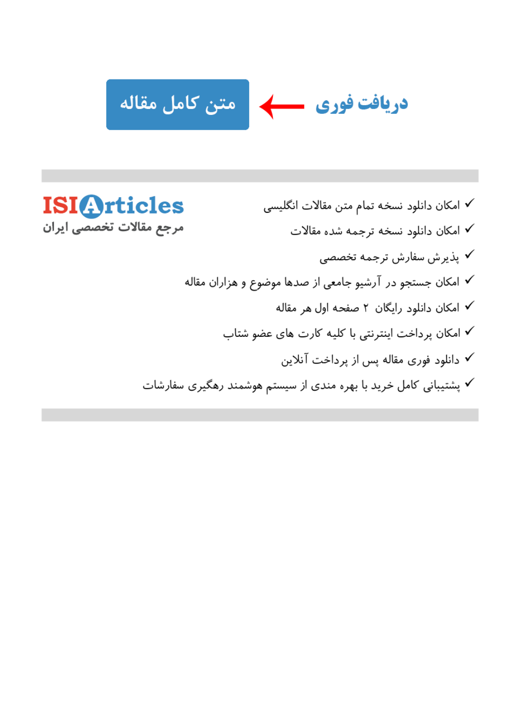دریافت فوری ← **متن کامل مقاله**

**ISIArticles**
مرجع مقالات تخصصی ایران

- ✓ امکان دانلود نسخه تمام متن مقالات انگلیسی
- ✓ امکان دانلود نسخه ترجمه شده مقالات
- ✓ پذیرش سفارش ترجمه تخصصی
- ✓ امکان جستجو در آرشیو جامعی از صدها موضوع و هزاران مقاله
- ✓ امکان دانلود رایگان ۲ صفحه اول هر مقاله
- ✓ امکان پرداخت اینترنتی با کلیه کارت های عضو شتاب
- ✓ دانلود فوری مقاله پس از پرداخت آنلاین
- ✓ پشتیبانی کامل خرید با بهره مندی از سیستم هوشمند رهگیری سفارشات